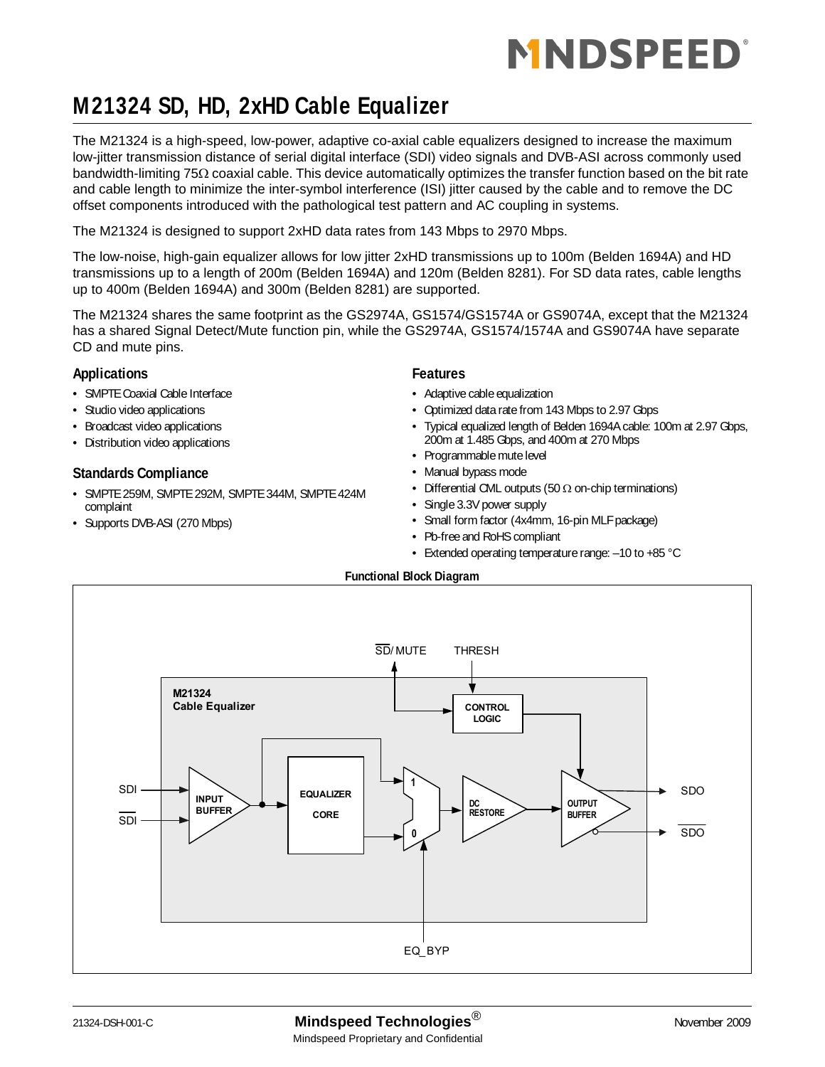# M21324 SD, HD, 2xHD Cable Equalizer

The M21324 is a high-speed, low-power, adaptive co-axial cable equalizers designed to increase the maximum low-jitter transmission distance of serial digital interface (SDI) video signals and DVB-ASI across commonly used bandwidth-limiting 75Ω coaxial cable. This device automatically optimizes the transfer function based on the bit rate and cable length to minimize the inter-symbol interference (ISI) jitter caused by the cable and to remove the DC offset components introduced with the pathological test pattern and AC coupling in systems.

The M21324 is designed to support 2xHD data rates from 143 Mbps to 2970 Mbps.

The low-noise, high-gain equalizer allows for low jitter 2xHD transmissions up to 100m (Belden 1694A) and HD transmissions up to a length of 200m (Belden 1694A) and 120m (Belden 8281). For SD data rates, cable lengths up to 400m (Belden 1694A) and 300m (Belden 8281) are supported.

The M21324 shares the same footprint as the GS2974A, GS1574/GS1574A or GS9074A, except that the M21324 has a shared Signal Detect/Mute function pin, while the GS2974A, GS1574/1574A and GS9074A have separate CD and mute pins.

## Applications

- SMPTE Coaxial Cable Interface
- Studio video applications
- Broadcast video applications
- Distribution video applications

## Standards Compliance

- SMPTE 259M, SMPTE 292M, SMPTE 344M, SMPTE 424M complaint
- Supports DVB-ASI (270 Mbps)

## Features

- Adaptive cable equalization
- Optimized data rate from 143 Mbps to 2.97 Gbps
- Typical equalized length of Belden 1694A cable: 100m at 2.97 Gbps, 200m at 1.485 Gbps, and 400m at 270 Mbps
- Programmable mute level
- Manual bypass mode
- Differential CML outputs (50 Ω on-chip terminations)
- Single 3.3V power supply
- Small form factor (4x4mm, 16-pin MLF package)
- Pb-free and RoHS compliant
- Extended operating temperature range: –10 to +85 °C

**Functional Block Diagram**

SD/MUTE, THRESH, M21324 Cable Equalizer, CONTROL LOGIC, SDI, SDI (inverted), INPUT BUFFER, EQUALIZER CORE, 1, 0, DC RESTORE, OUTPUT BUFFER, SDO, SDO (inverted), EQ_BYP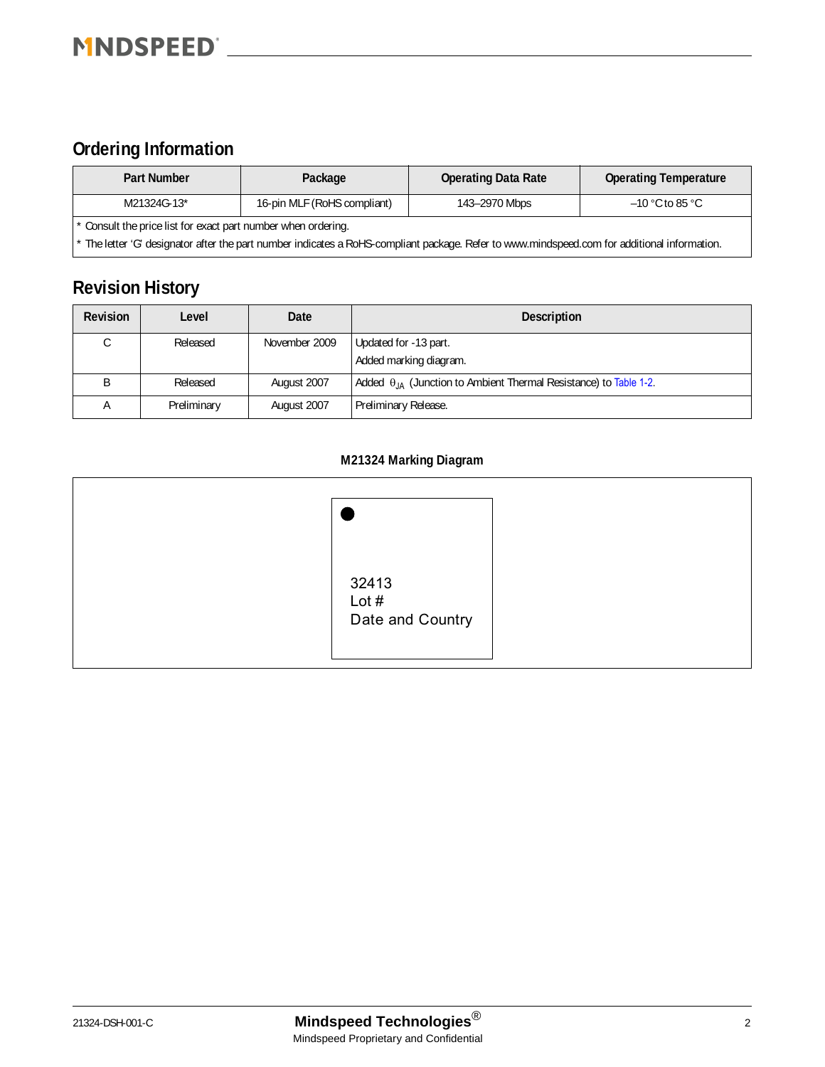## Ordering Information

| Part Number | Package | Operating Data Rate | Operating Temperature |
|---|---|---|---|
| M21324G-13* | 16-pin MLF (RoHS compliant) | 143–2970 Mbps | –10 °C to 85 °C |

* Consult the price list for exact part number when ordering.
* The letter 'G' designator after the part number indicates a RoHS-compliant package. Refer to www.mindspeed.com for additional information.

## Revision History

| Revision | Level | Date | Description |
|---|---|---|---|
| C | Released | November 2009 | Updated for -13 part.<br>Added marking diagram. |
| B | Released | August 2007 | Added $\theta_{JA}$ (Junction to Ambient Thermal Resistance) to Table 1-2. |
| A | Preliminary | August 2007 | Preliminary Release. |

**M21324 Marking Diagram**

32413
Lot #
Date and Country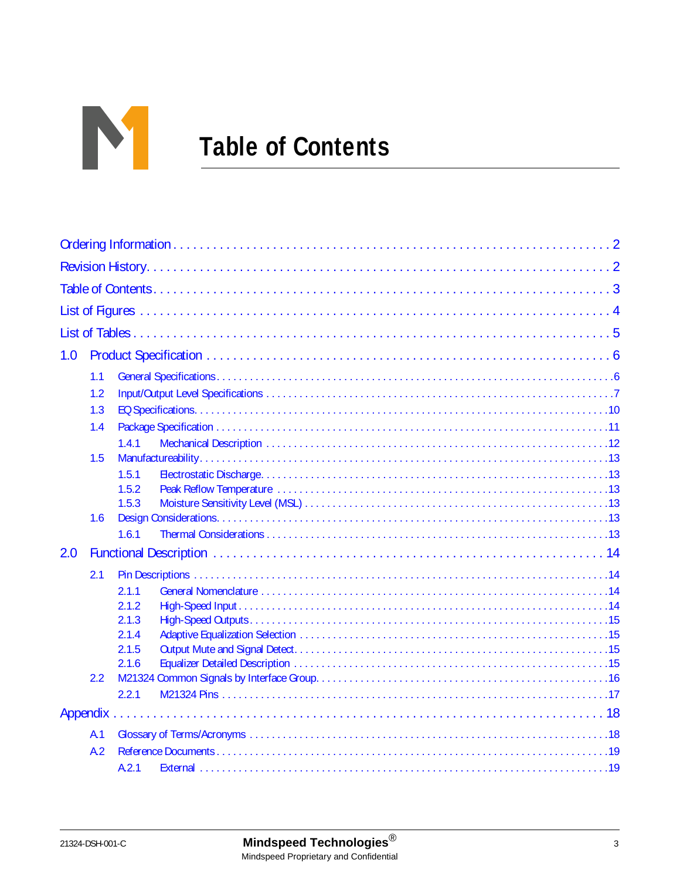# Table of Contents

Ordering Information . . . . . . . . . . . . . . . . . . . . . . . . . . . . . . . . . . . . . . . . . . . . . . . . . . . . . . . . . . . . . . . 2

Revision History. . . . . . . . . . . . . . . . . . . . . . . . . . . . . . . . . . . . . . . . . . . . . . . . . . . . . . . . . . . . . . . . . 2

Table of Contents. . . . . . . . . . . . . . . . . . . . . . . . . . . . . . . . . . . . . . . . . . . . . . . . . . . . . . . . . . . . . . . . 3

List of Figures . . . . . . . . . . . . . . . . . . . . . . . . . . . . . . . . . . . . . . . . . . . . . . . . . . . . . . . . . . . . . . . . . . 4

List of Tables . . . . . . . . . . . . . . . . . . . . . . . . . . . . . . . . . . . . . . . . . . . . . . . . . . . . . . . . . . . . . . . . . . . 5

1.0 Product Specification . . . . . . . . . . . . . . . . . . . . . . . . . . . . . . . . . . . . . . . . . . . . . . . . . . . . . . . . 6

- 1.1 General Specifications. . . . . . . . . . . . . . . . . . . . . . . . . . . . . . . . . . . . . . . . . . . . . . . . . . . . . . . . . . . . 6
- 1.2 Input/Output Level Specifications . . . . . . . . . . . . . . . . . . . . . . . . . . . . . . . . . . . . . . . . . . . . . . . . . . . 7
- 1.3 EQ Specifications. . . . . . . . . . . . . . . . . . . . . . . . . . . . . . . . . . . . . . . . . . . . . . . . . . . . . . . . . . . . . . . 10
- 1.4 Package Specification . . . . . . . . . . . . . . . . . . . . . . . . . . . . . . . . . . . . . . . . . . . . . . . . . . . . . . . . . . . 11
  - 1.4.1 Mechanical Description . . . . . . . . . . . . . . . . . . . . . . . . . . . . . . . . . . . . . . . . . . . . . . . . . . . . 12
- 1.5 Manufactureability. . . . . . . . . . . . . . . . . . . . . . . . . . . . . . . . . . . . . . . . . . . . . . . . . . . . . . . . . . . . . 13
  - 1.5.1 Electrostatic Discharge. . . . . . . . . . . . . . . . . . . . . . . . . . . . . . . . . . . . . . . . . . . . . . . . . . . . . 13
  - 1.5.2 Peak Reflow Temperature . . . . . . . . . . . . . . . . . . . . . . . . . . . . . . . . . . . . . . . . . . . . . . . . . . 13
  - 1.5.3 Moisture Sensitivity Level (MSL) . . . . . . . . . . . . . . . . . . . . . . . . . . . . . . . . . . . . . . . . . . . . . 13
- 1.6 Design Considerations. . . . . . . . . . . . . . . . . . . . . . . . . . . . . . . . . . . . . . . . . . . . . . . . . . . . . . . . . . . 13
  - 1.6.1 Thermal Considerations . . . . . . . . . . . . . . . . . . . . . . . . . . . . . . . . . . . . . . . . . . . . . . . . . . . . 13

2.0 Functional Description . . . . . . . . . . . . . . . . . . . . . . . . . . . . . . . . . . . . . . . . . . . . . . . . . . . . . . . 14

- 2.1 Pin Descriptions . . . . . . . . . . . . . . . . . . . . . . . . . . . . . . . . . . . . . . . . . . . . . . . . . . . . . . . . . . . . . . . 14
  - 2.1.1 General Nomenclature . . . . . . . . . . . . . . . . . . . . . . . . . . . . . . . . . . . . . . . . . . . . . . . . . . . . . 14
  - 2.1.2 High-Speed Input . . . . . . . . . . . . . . . . . . . . . . . . . . . . . . . . . . . . . . . . . . . . . . . . . . . . . . . . . 14
  - 2.1.3 High-Speed Outputs. . . . . . . . . . . . . . . . . . . . . . . . . . . . . . . . . . . . . . . . . . . . . . . . . . . . . . . 15
  - 2.1.4 Adaptive Equalization Selection . . . . . . . . . . . . . . . . . . . . . . . . . . . . . . . . . . . . . . . . . . . . . . 15
  - 2.1.5 Output Mute and Signal Detect. . . . . . . . . . . . . . . . . . . . . . . . . . . . . . . . . . . . . . . . . . . . . . . 15
  - 2.1.6 Equalizer Detailed Description . . . . . . . . . . . . . . . . . . . . . . . . . . . . . . . . . . . . . . . . . . . . . . . 15
- 2.2 M21324 Common Signals by Interface Group. . . . . . . . . . . . . . . . . . . . . . . . . . . . . . . . . . . . . . . . . 16
  - 2.2.1 M21324 Pins . . . . . . . . . . . . . . . . . . . . . . . . . . . . . . . . . . . . . . . . . . . . . . . . . . . . . . . . . . . . 17

Appendix . . . . . . . . . . . . . . . . . . . . . . . . . . . . . . . . . . . . . . . . . . . . . . . . . . . . . . . . . . . . . . . . . . . . 18

- A.1 Glossary of Terms/Acronyms . . . . . . . . . . . . . . . . . . . . . . . . . . . . . . . . . . . . . . . . . . . . . . . . . . . . . 18
- A.2 Reference Documents . . . . . . . . . . . . . . . . . . . . . . . . . . . . . . . . . . . . . . . . . . . . . . . . . . . . . . . . . . 19
  - A.2.1 External . . . . . . . . . . . . . . . . . . . . . . . . . . . . . . . . . . . . . . . . . . . . . . . . . . . . . . . . . . . . . . . . 19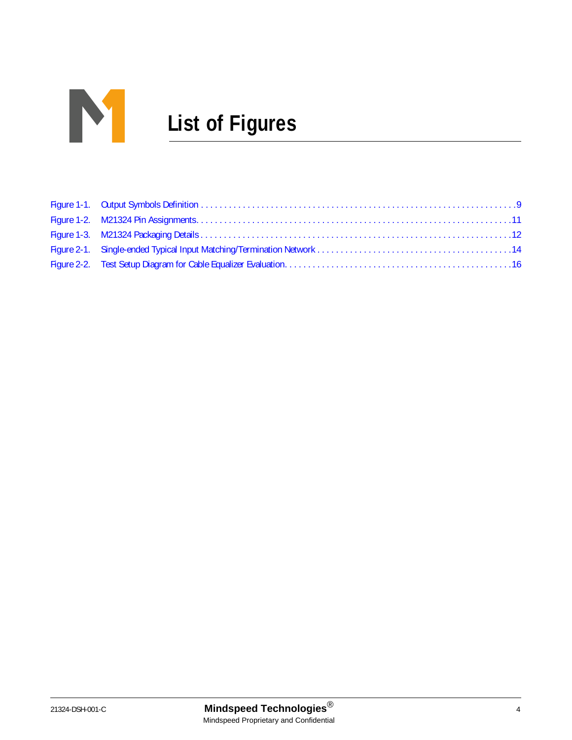# List of Figures

Figure 1-1. Output Symbols Definition . . . . . . . . . . . . . . . . . . . . . . . . . . . . . . . . . . . . . . . . . . . . . . . . . . . . . . . . . . . . . . . . . . .9
Figure 1-2. M21324 Pin Assignments. . . . . . . . . . . . . . . . . . . . . . . . . . . . . . . . . . . . . . . . . . . . . . . . . . . . . . . . . . . . . . . . . . .11
Figure 1-3. M21324 Packaging Details . . . . . . . . . . . . . . . . . . . . . . . . . . . . . . . . . . . . . . . . . . . . . . . . . . . . . . . . . . . . . . . . . .12
Figure 2-1. Single-ended Typical Input Matching/Termination Network . . . . . . . . . . . . . . . . . . . . . . . . . . . . . . . . . . . . . . . . . .14
Figure 2-2. Test Setup Diagram for Cable Equalizer Evaluation. . . . . . . . . . . . . . . . . . . . . . . . . . . . . . . . . . . . . . . . . . . . . . . .16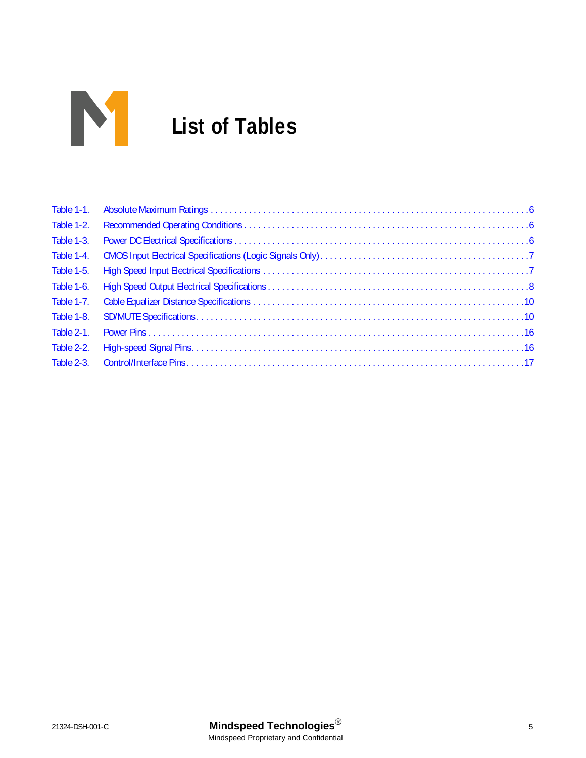# List of Tables

Table 1-1. Absolute Maximum Ratings . . . . . . . . . . . . . . . . . . . . . . . . . . . . . . . . . . . . . . . . . . . . . . . . . . . . . . . . . . . . . . . . .6
Table 1-2. Recommended Operating Conditions . . . . . . . . . . . . . . . . . . . . . . . . . . . . . . . . . . . . . . . . . . . . . . . . . . . . . . . . . . .6
Table 1-3. Power DC Electrical Specifications . . . . . . . . . . . . . . . . . . . . . . . . . . . . . . . . . . . . . . . . . . . . . . . . . . . . . . . . . . . .6
Table 1-4. CMOS Input Electrical Specifications (Logic Signals Only) . . . . . . . . . . . . . . . . . . . . . . . . . . . . . . . . . . . . . . . . . . .7
Table 1-5. High Speed Input Electrical Specifications . . . . . . . . . . . . . . . . . . . . . . . . . . . . . . . . . . . . . . . . . . . . . . . . . . . . . . .7
Table 1-6. High Speed Output Electrical Specifications . . . . . . . . . . . . . . . . . . . . . . . . . . . . . . . . . . . . . . . . . . . . . . . . . . . . . .8
Table 1-7. Cable Equalizer Distance Specifications . . . . . . . . . . . . . . . . . . . . . . . . . . . . . . . . . . . . . . . . . . . . . . . . . . . . . . .10
Table 1-8. SD/MUTE Specifications . . . . . . . . . . . . . . . . . . . . . . . . . . . . . . . . . . . . . . . . . . . . . . . . . . . . . . . . . . . . . . . . . . .10
Table 2-1. Power Pins . . . . . . . . . . . . . . . . . . . . . . . . . . . . . . . . . . . . . . . . . . . . . . . . . . . . . . . . . . . . . . . . . . . . . . . . . . . . .16
Table 2-2. High-speed Signal Pins. . . . . . . . . . . . . . . . . . . . . . . . . . . . . . . . . . . . . . . . . . . . . . . . . . . . . . . . . . . . . . . . . . . .16
Table 2-3. Control/Interface Pins. . . . . . . . . . . . . . . . . . . . . . . . . . . . . . . . . . . . . . . . . . . . . . . . . . . . . . . . . . . . . . . . . . . . .17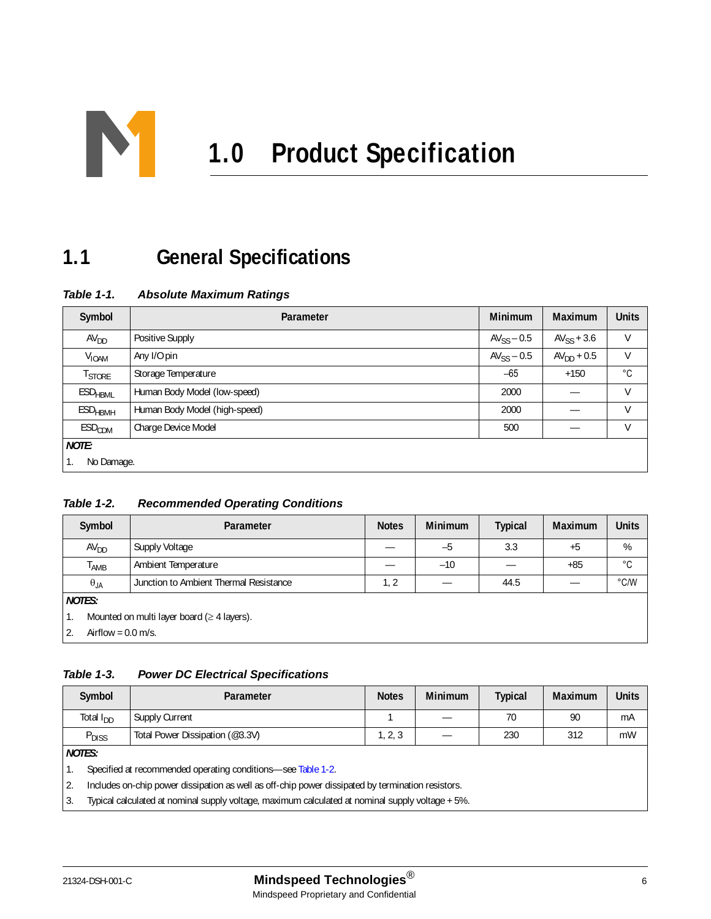# 1.0 Product Specification

## 1.1 General Specifications

***Table 1-1. Absolute Maximum Ratings***

| Symbol | Parameter | Minimum | Maximum | Units |
|---|---|---|---|---|
| $AV_{DD}$ | Positive Supply | $AV_{SS} - 0.5$ | $AV_{SS} + 3.6$ | V |
| $V_{IOAM}$ | Any I/O pin | $AV_{SS} - 0.5$ | $AV_{DD} + 0.5$ | V |
| $T_{STORE}$ | Storage Temperature | –65 | +150 | °C |
| $ESD_{HBML}$ | Human Body Model (low-speed) | 2000 | — | V |
| $ESD_{HBMH}$ | Human Body Model (high-speed) | 2000 | — | V |
| $ESD_{CDM}$ | Charge Device Model | 500 | — | V |

***NOTE:***

1. No Damage.

***Table 1-2. Recommended Operating Conditions***

| Symbol | Parameter | Notes | Minimum | Typical | Maximum | Units |
|---|---|---|---|---|---|---|
| $AV_{DD}$ | Supply Voltage | — | –5 | 3.3 | +5 | % |
| $T_{AMB}$ | Ambient Temperature | — | –10 | — | +85 | °C |
| $\theta_{JA}$ | Junction to Ambient Thermal Resistance | 1, 2 | — | 44.5 | — | °C/W |

***NOTES:***

1. Mounted on multi layer board (≥ 4 layers).
2. Airflow = 0.0 m/s.

***Table 1-3. Power DC Electrical Specifications***

| Symbol | Parameter | Notes | Minimum | Typical | Maximum | Units |
|---|---|---|---|---|---|---|
| Total $I_{DD}$ | Supply Current | 1 | — | 70 | 90 | mA |
| $P_{DISS}$ | Total Power Dissipation (@3.3V) | 1, 2, 3 | — | 230 | 312 | mW |

***NOTES:***

1. Specified at recommended operating conditions—see Table 1-2.
2. Includes on-chip power dissipation as well as off-chip power dissipated by termination resistors.
3. Typical calculated at nominal supply voltage, maximum calculated at nominal supply voltage + 5%.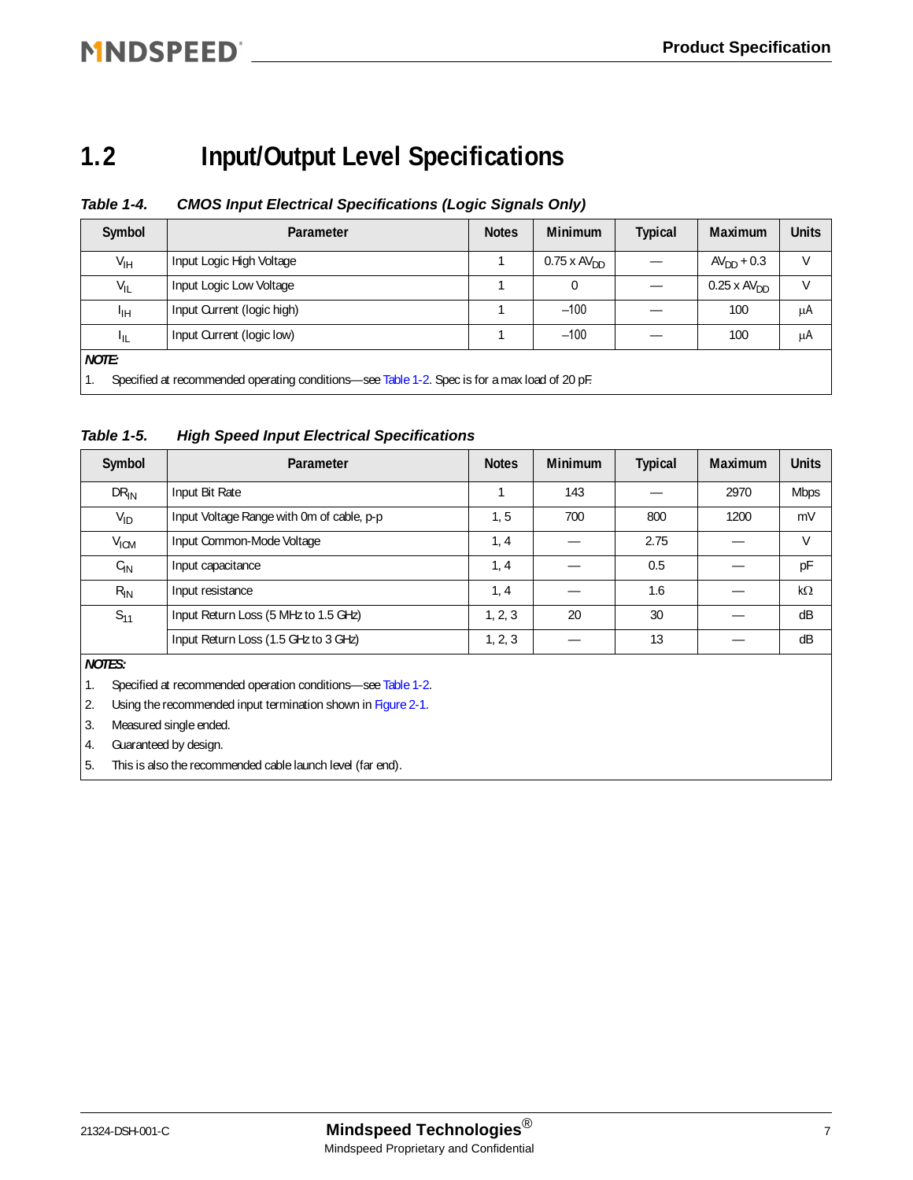## 1.2 Input/Output Level Specifications

***Table 1-4. CMOS Input Electrical Specifications (Logic Signals Only)***

| Symbol | Parameter | Notes | Minimum | Typical | Maximum | Units |
|---|---|---|---|---|---|---|
| $V_{IH}$ | Input Logic High Voltage | 1 | 0.75 x $AV_{DD}$ | — | $AV_{DD}$ + 0.3 | V |
| $V_{IL}$ | Input Logic Low Voltage | 1 | 0 | — | 0.25 x $AV_{DD}$ | V |
| $I_{IH}$ | Input Current (logic high) | 1 | –100 | — | 100 | μA |
| $I_{IL}$ | Input Current (logic low) | 1 | –100 | — | 100 | μA |

***NOTE:***

1. Specified at recommended operating conditions—see Table 1-2. Spec is for a max load of 20 pF.

***Table 1-5. High Speed Input Electrical Specifications***

| Symbol | Parameter | Notes | Minimum | Typical | Maximum | Units |
|---|---|---|---|---|---|---|
| $DR_{IN}$ | Input Bit Rate | 1 | 143 | — | 2970 | Mbps |
| $V_{ID}$ | Input Voltage Range with 0m of cable, p-p | 1, 5 | 700 | 800 | 1200 | mV |
| $V_{ICM}$ | Input Common-Mode Voltage | 1, 4 | — | 2.75 | — | V |
| $C_{IN}$ | Input capacitance | 1, 4 | — | 0.5 | — | pF |
| $R_{IN}$ | Input resistance | 1, 4 | — | 1.6 | — | kΩ |
| $S_{11}$ | Input Return Loss (5 MHz to 1.5 GHz) | 1, 2, 3 | 20 | 30 | — | dB |
| | Input Return Loss (1.5 GHz to 3 GHz) | 1, 2, 3 | — | 13 | — | dB |

***NOTES:***

1. Specified at recommended operation conditions—see Table 1-2.
2. Using the recommended input termination shown in Figure 2-1.
3. Measured single ended.
4. Guaranteed by design.
5. This is also the recommended cable launch level (far end).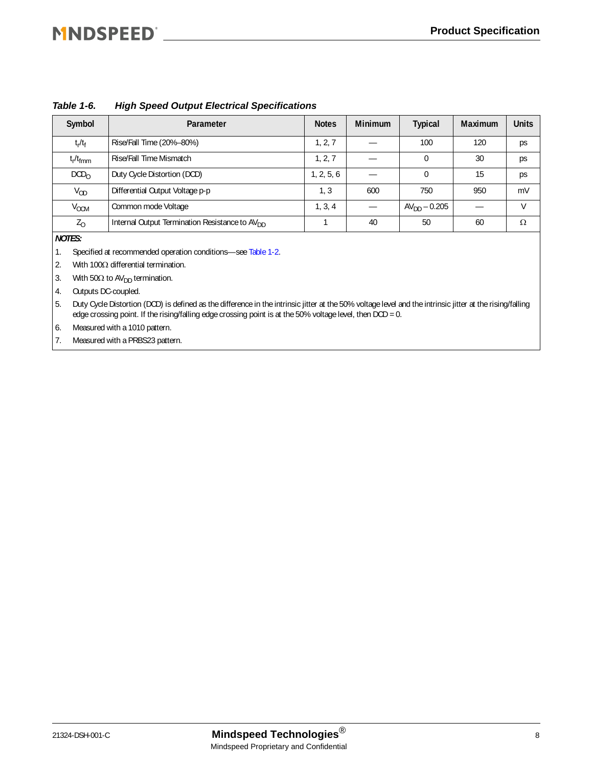*Table 1-6. High Speed Output Electrical Specifications*

| Symbol | Parameter | Notes | Minimum | Typical | Maximum | Units |
|---|---|---|---|---|---|---|
| $t_r/t_f$ | Rise/Fall Time (20%–80%) | 1, 2, 7 | — | 100 | 120 | ps |
| $t_r/t_{fmm}$ | Rise/Fall Time Mismatch | 1, 2, 7 | — | 0 | 30 | ps |
| $DCD_O$ | Duty Cycle Distortion (DCD) | 1, 2, 5, 6 | — | 0 | 15 | ps |
| $V_{OD}$ | Differential Output Voltage p-p | 1, 3 | 600 | 750 | 950 | mV |
| $V_{OCM}$ | Common mode Voltage | 1, 3, 4 | — | $AV_{DD} - 0.205$ | — | V |
| $Z_O$ | Internal Output Termination Resistance to $AV_{DD}$ | 1 | 40 | 50 | 60 | Ω |

***NOTES:***

1. Specified at recommended operation conditions—see Table 1-2.
2. With 100Ω differential termination.
3. With 50Ω to $AV_{DD}$ termination.
4. Outputs DC-coupled.
5. Duty Cycle Distortion (DCD) is defined as the difference in the intrinsic jitter at the 50% voltage level and the intrinsic jitter at the rising/falling edge crossing point. If the rising/falling edge crossing point is at the 50% voltage level, then DCD = 0.
6. Measured with a 1010 pattern.
7. Measured with a PRBS23 pattern.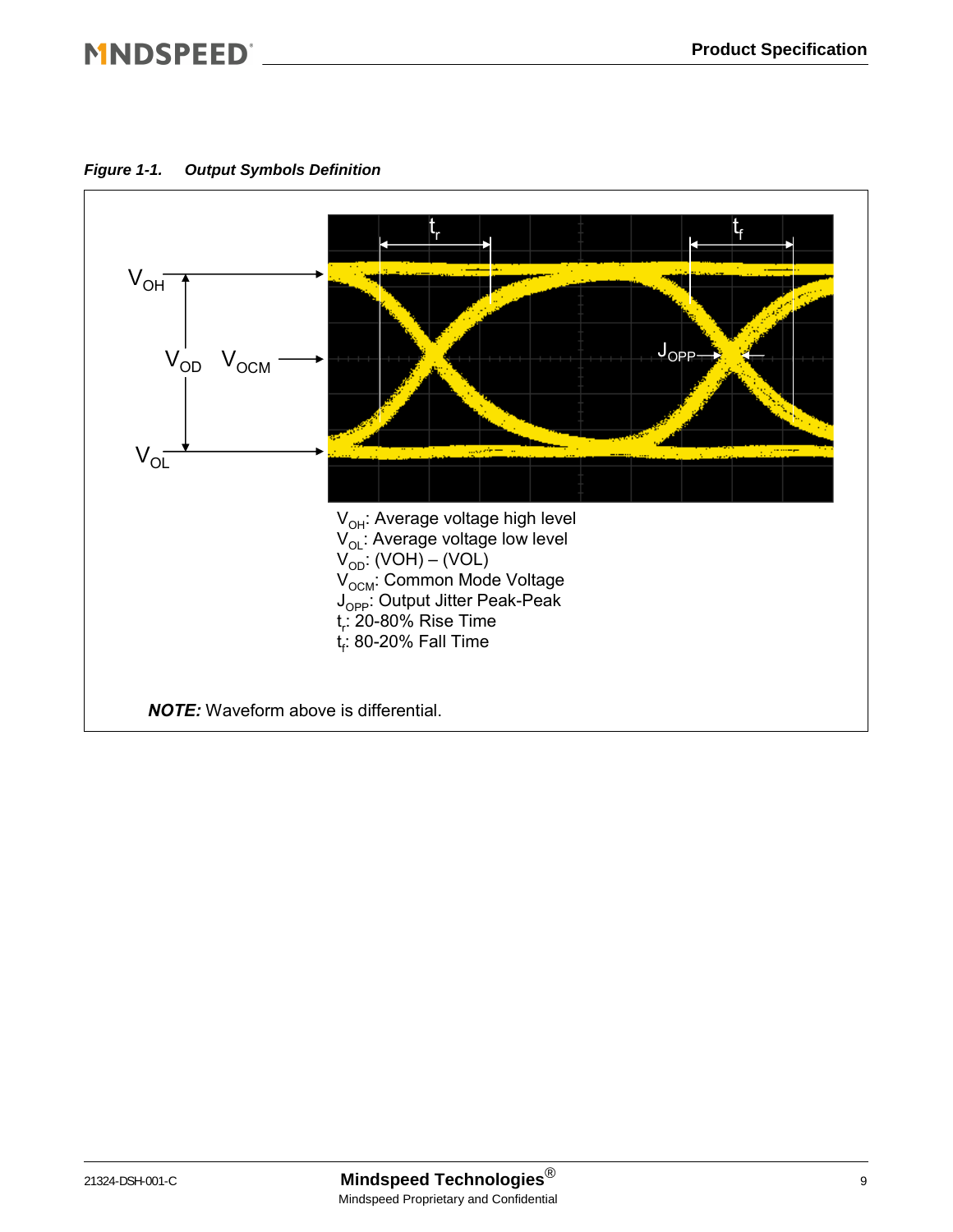*Figure 1-1. Output Symbols Definition*

$V_{OH}$: Average voltage high level
$V_{OL}$: Average voltage low level
$V_{OD}$: (VOH) – (VOL)
$V_{OCM}$: Common Mode Voltage
$J_{OPP}$: Output Jitter Peak-Peak
$t_r$: 20-80% Rise Time
$t_f$: 80-20% Fall Time

***NOTE:*** Waveform above is differential.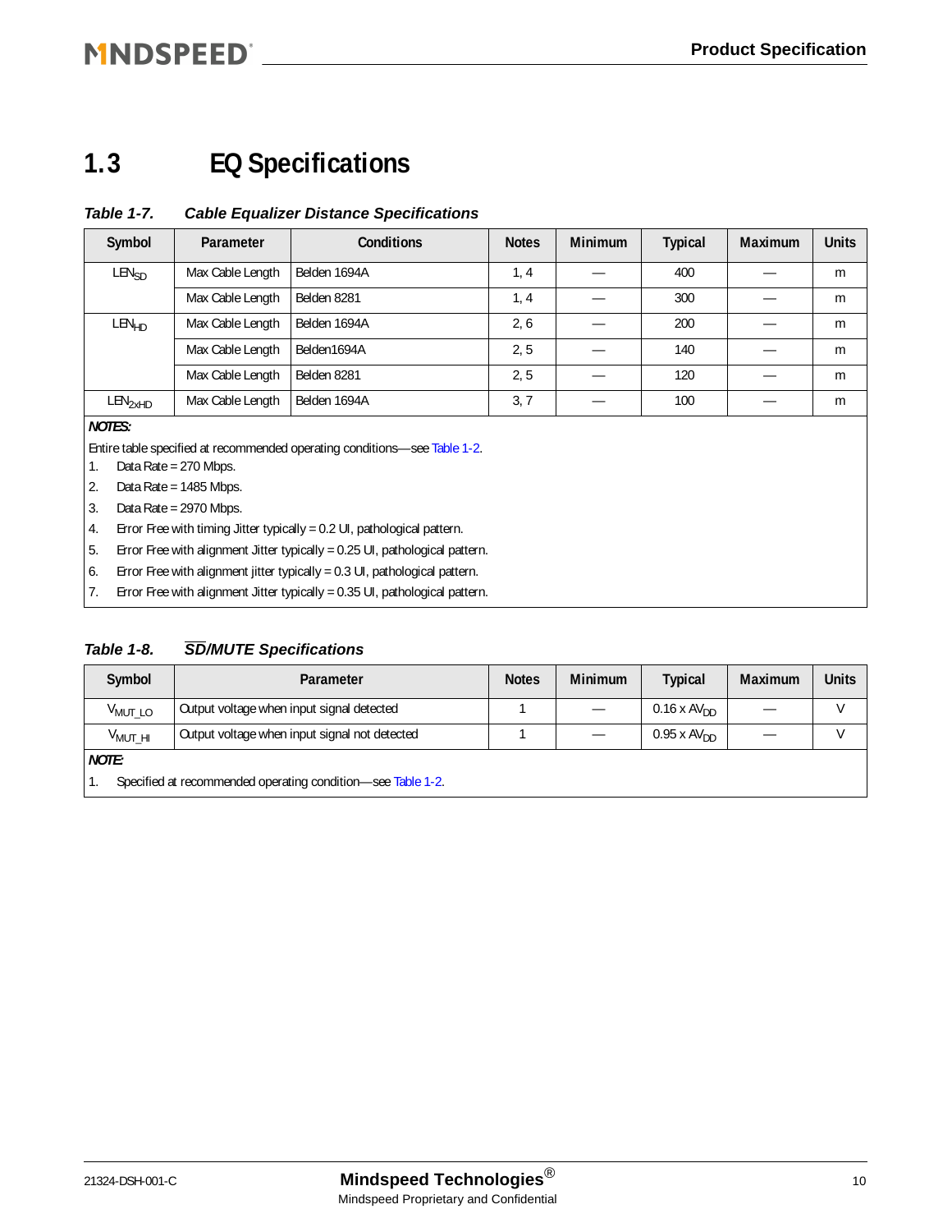## 1.3 EQ Specifications

*Table 1-7. Cable Equalizer Distance Specifications*

| Symbol | Parameter | Conditions | Notes | Minimum | Typical | Maximum | Units |
|---|---|---|---|---|---|---|---|
| $LEN_{SD}$ | Max Cable Length | Belden 1694A | 1, 4 | — | 400 | — | m |
| | Max Cable Length | Belden 8281 | 1, 4 | — | 300 | — | m |
| $LEN_{HD}$ | Max Cable Length | Belden 1694A | 2, 6 | — | 200 | — | m |
| | Max Cable Length | Belden1694A | 2, 5 | — | 140 | — | m |
| | Max Cable Length | Belden 8281 | 2, 5 | — | 120 | — | m |
| $LEN_{2xHD}$ | Max Cable Length | Belden 1694A | 3, 7 | — | 100 | — | m |

***NOTES:***

Entire table specified at recommended operating conditions—see Table 1-2.

1. Data Rate = 270 Mbps.
2. Data Rate = 1485 Mbps.
3. Data Rate = 2970 Mbps.
4. Error Free with timing Jitter typically = 0.2 UI, pathological pattern.
5. Error Free with alignment Jitter typically = 0.25 UI, pathological pattern.
6. Error Free with alignment jitter typically = 0.3 UI, pathological pattern.
7. Error Free with alignment Jitter typically = 0.35 UI, pathological pattern.

*Table 1-8. $\overline{SD}$/MUTE Specifications*

| Symbol | Parameter | Notes | Minimum | Typical | Maximum | Units |
|---|---|---|---|---|---|---|
| $V_{MUT\_LO}$ | Output voltage when input signal detected | 1 | — | 0.16 x $AV_{DD}$ | — | V |
| $V_{MUT\_HI}$ | Output voltage when input signal not detected | 1 | — | 0.95 x $AV_{DD}$ | — | V |

***NOTE:***

1. Specified at recommended operating condition—see Table 1-2.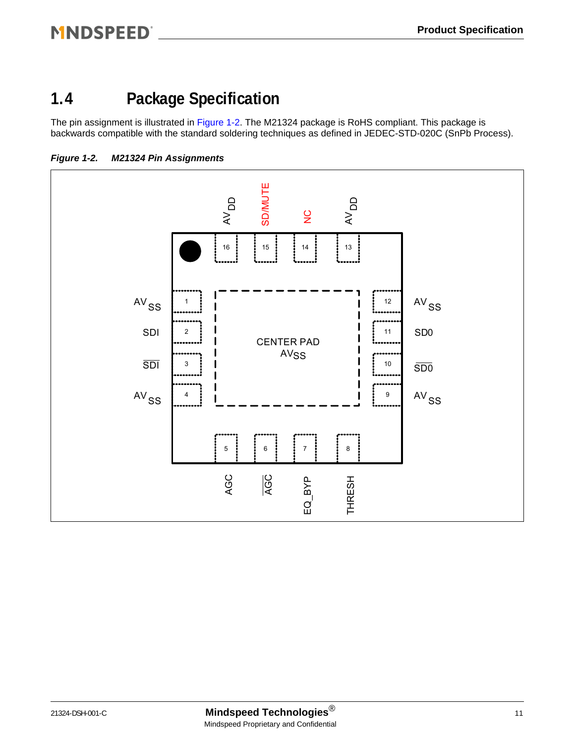## 1.4 Package Specification

The pin assignment is illustrated in Figure 1-2. The M21324 package is RoHS compliant. This package is backwards compatible with the standard soldering techniques as defined in JEDEC-STD-020C (SnPb Process).

***Figure 1-2. M21324 Pin Assignments***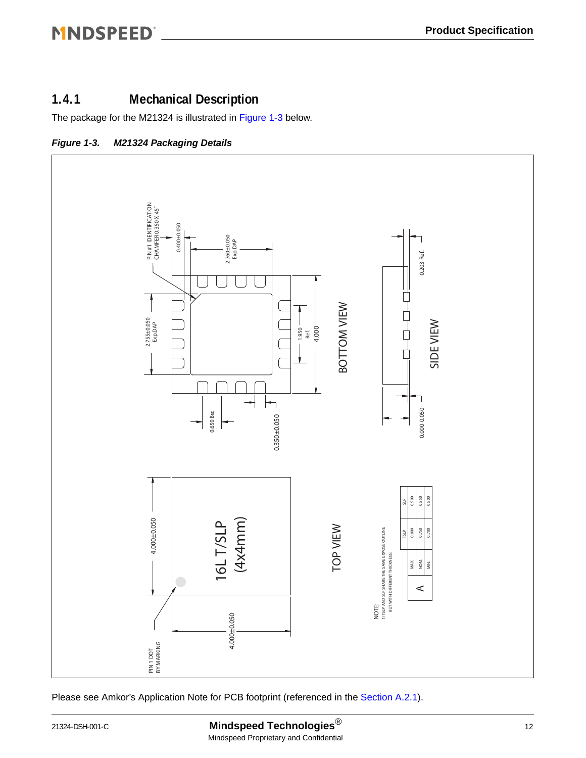### 1.4.1 Mechanical Description

The package for the M21324 is illustrated in Figure 1-3 below.

***Figure 1-3. M21324 Packaging Details***

Please see Amkor's Application Note for PCB footprint (referenced in the Section A.2.1).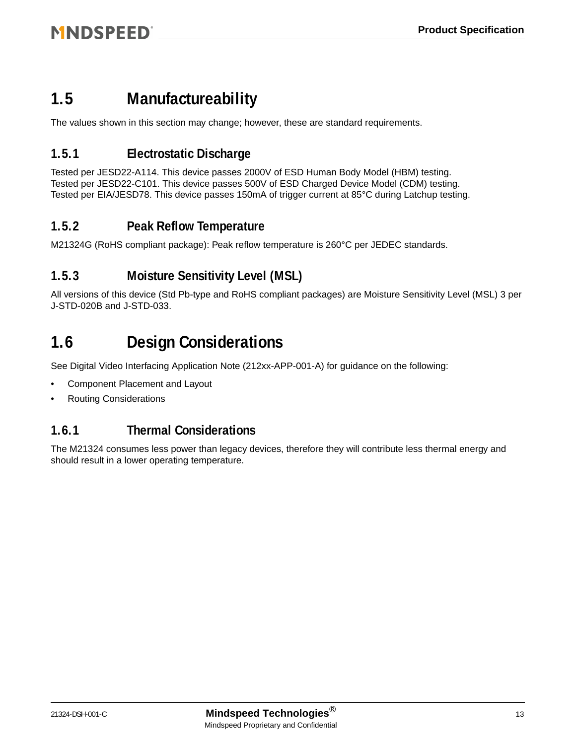## 1.5 Manufactureability

The values shown in this section may change; however, these are standard requirements.

### 1.5.1 Electrostatic Discharge

Tested per JESD22-A114. This device passes 2000V of ESD Human Body Model (HBM) testing.
Tested per JESD22-C101. This device passes 500V of ESD Charged Device Model (CDM) testing.
Tested per EIA/JESD78. This device passes 150mA of trigger current at 85°C during Latchup testing.

### 1.5.2 Peak Reflow Temperature

M21324G (RoHS compliant package): Peak reflow temperature is 260°C per JEDEC standards.

### 1.5.3 Moisture Sensitivity Level (MSL)

All versions of this device (Std Pb-type and RoHS compliant packages) are Moisture Sensitivity Level (MSL) 3 per J-STD-020B and J-STD-033.

## 1.6 Design Considerations

See Digital Video Interfacing Application Note (212xx-APP-001-A) for guidance on the following:

- Component Placement and Layout
- Routing Considerations

### 1.6.1 Thermal Considerations

The M21324 consumes less power than legacy devices, therefore they will contribute less thermal energy and should result in a lower operating temperature.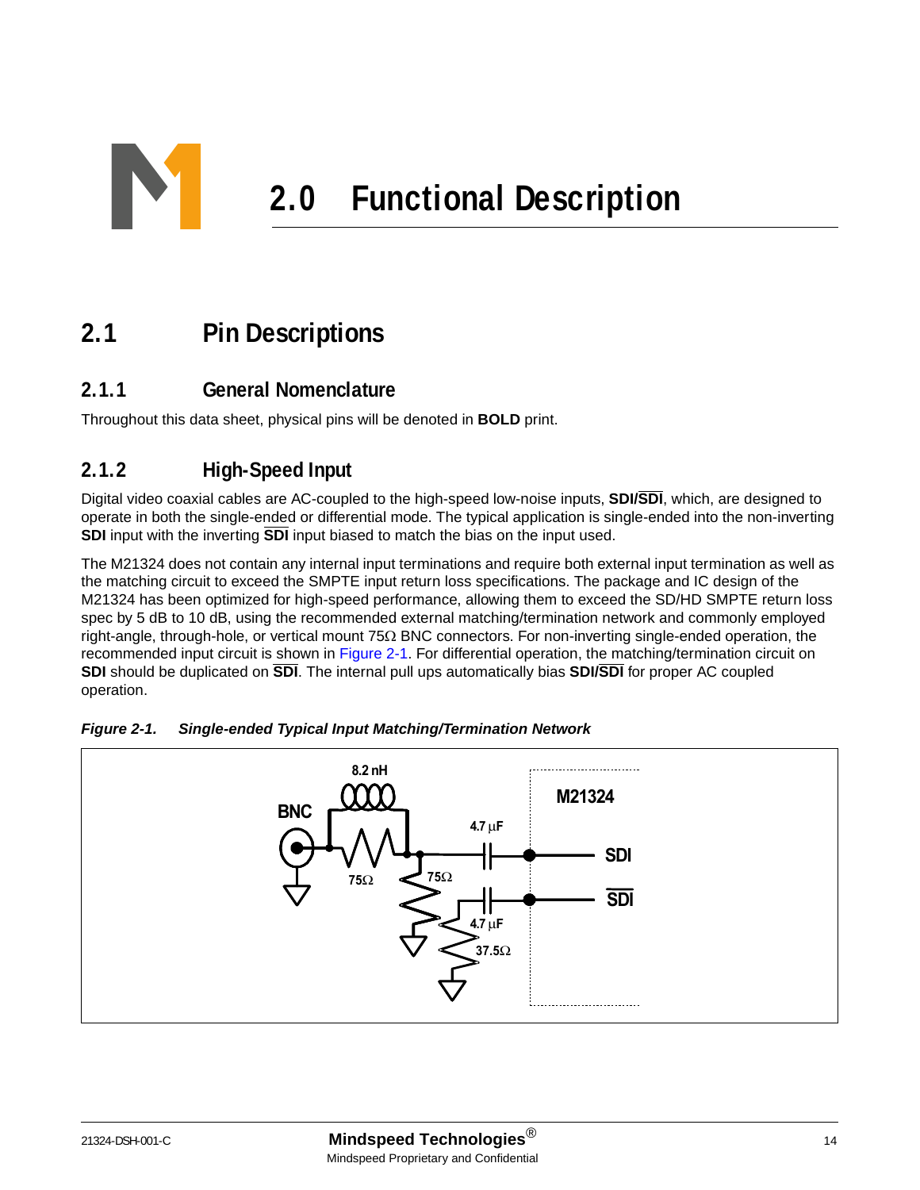# 2.0 Functional Description

## 2.1 Pin Descriptions

### 2.1.1 General Nomenclature

Throughout this data sheet, physical pins will be denoted in **BOLD** print.

### 2.1.2 High-Speed Input

Digital video coaxial cables are AC-coupled to the high-speed low-noise inputs, **SDI/$\overline{\text{SDI}}$**, which, are designed to operate in both the single-ended or differential mode. The typical application is single-ended into the non-inverting **SDI** input with the inverting **$\overline{\text{SDI}}$** input biased to match the bias on the input used.

The M21324 does not contain any internal input terminations and require both external input termination as well as the matching circuit to exceed the SMPTE input return loss specifications. The package and IC design of the M21324 has been optimized for high-speed performance, allowing them to exceed the SD/HD SMPTE return loss spec by 5 dB to 10 dB, using the recommended external matching/termination network and commonly employed right-angle, through-hole, or vertical mount 75Ω BNC connectors. For non-inverting single-ended operation, the recommended input circuit is shown in Figure 2-1. For differential operation, the matching/termination circuit on **SDI** should be duplicated on **$\overline{\text{SDI}}$**. The internal pull ups automatically bias **SDI/$\overline{\text{SDI}}$** for proper AC coupled operation.

*Figure 2-1. Single-ended Typical Input Matching/Termination Network*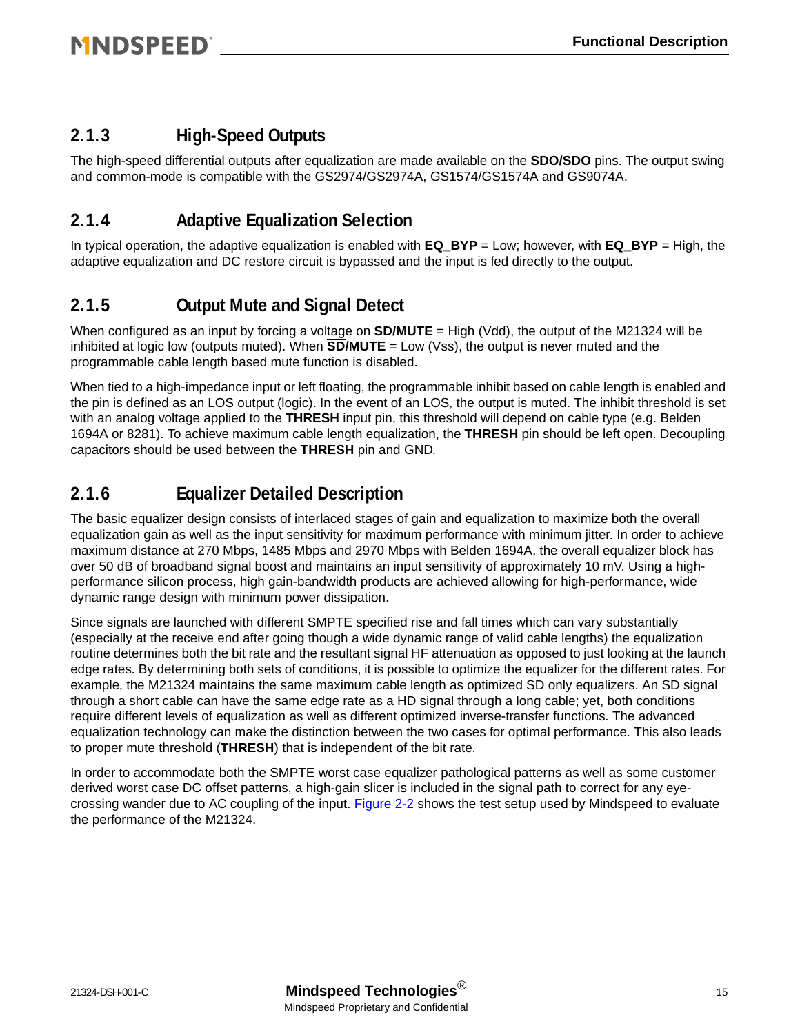### 2.1.3 High-Speed Outputs

The high-speed differential outputs after equalization are made available on the **SDO/SDO** pins. The output swing and common-mode is compatible with the GS2974/GS2974A, GS1574/GS1574A and GS9074A.

### 2.1.4 Adaptive Equalization Selection

In typical operation, the adaptive equalization is enabled with **EQ_BYP** = Low; however, with **EQ_BYP** = High, the adaptive equalization and DC restore circuit is bypassed and the input is fed directly to the output.

### 2.1.5 Output Mute and Signal Detect

When configured as an input by forcing a voltage on **$\overline{\text{SD}}$/MUTE** = High (Vdd), the output of the M21324 will be inhibited at logic low (outputs muted). When **$\overline{\text{SD}}$/MUTE** = Low (Vss), the output is never muted and the programmable cable length based mute function is disabled.

When tied to a high-impedance input or left floating, the programmable inhibit based on cable length is enabled and the pin is defined as an LOS output (logic). In the event of an LOS, the output is muted. The inhibit threshold is set with an analog voltage applied to the **THRESH** input pin, this threshold will depend on cable type (e.g. Belden 1694A or 8281). To achieve maximum cable length equalization, the **THRESH** pin should be left open. Decoupling capacitors should be used between the **THRESH** pin and GND.

### 2.1.6 Equalizer Detailed Description

The basic equalizer design consists of interlaced stages of gain and equalization to maximize both the overall equalization gain as well as the input sensitivity for maximum performance with minimum jitter. In order to achieve maximum distance at 270 Mbps, 1485 Mbps and 2970 Mbps with Belden 1694A, the overall equalizer block has over 50 dB of broadband signal boost and maintains an input sensitivity of approximately 10 mV. Using a high-performance silicon process, high gain-bandwidth products are achieved allowing for high-performance, wide dynamic range design with minimum power dissipation.

Since signals are launched with different SMPTE specified rise and fall times which can vary substantially (especially at the receive end after going though a wide dynamic range of valid cable lengths) the equalization routine determines both the bit rate and the resultant signal HF attenuation as opposed to just looking at the launch edge rates. By determining both sets of conditions, it is possible to optimize the equalizer for the different rates. For example, the M21324 maintains the same maximum cable length as optimized SD only equalizers. An SD signal through a short cable can have the same edge rate as a HD signal through a long cable; yet, both conditions require different levels of equalization as well as different optimized inverse-transfer functions. The advanced equalization technology can make the distinction between the two cases for optimal performance. This also leads to proper mute threshold (**THRESH**) that is independent of the bit rate.

In order to accommodate both the SMPTE worst case equalizer pathological patterns as well as some customer derived worst case DC offset patterns, a high-gain slicer is included in the signal path to correct for any eye-crossing wander due to AC coupling of the input. Figure 2-2 shows the test setup used by Mindspeed to evaluate the performance of the M21324.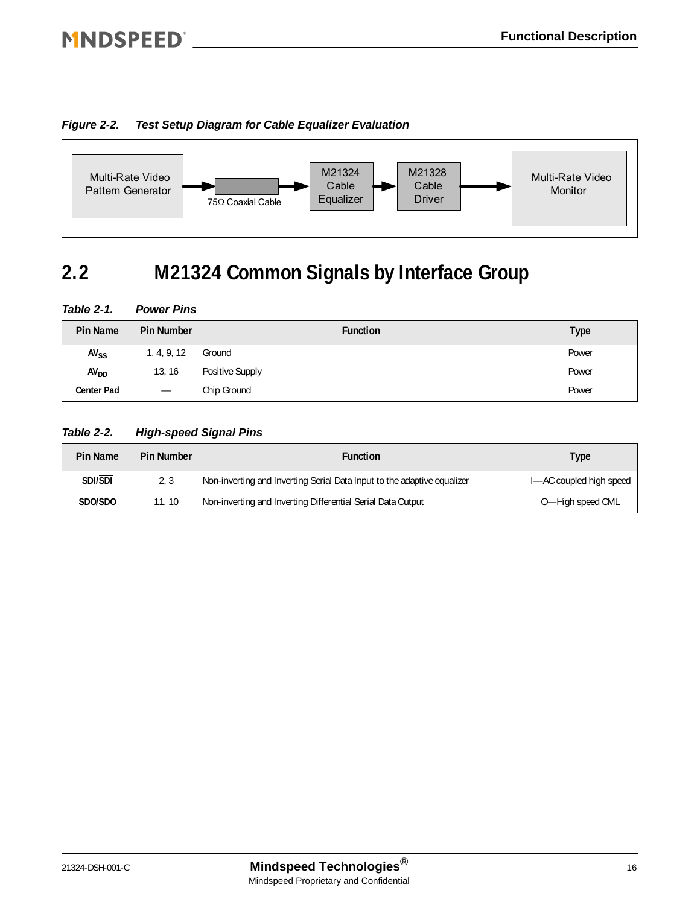*Figure 2-2. Test Setup Diagram for Cable Equalizer Evaluation*

Multi-Rate Video Pattern Generator → 75Ω Coaxial Cable → M21324 Cable Equalizer → M21328 Cable Driver → Multi-Rate Video Monitor

## 2.2 M21324 Common Signals by Interface Group

*Table 2-1. Power Pins*

| Pin Name | Pin Number | Function | Type |
|---|---|---|---|
| $AV_{SS}$ | 1, 4, 9, 12 | Ground | Power |
| $AV_{DD}$ | 13, 16 | Positive Supply | Power |
| Center Pad | — | Chip Ground | Power |

*Table 2-2. High-speed Signal Pins*

| Pin Name | Pin Number | Function | Type |
|---|---|---|---|
| SDI/$\overline{SDI}$ | 2, 3 | Non-inverting and Inverting Serial Data Input to the adaptive equalizer | I—AC coupled high speed |
| SDO/$\overline{SDO}$ | 11, 10 | Non-inverting and Inverting Differential Serial Data Output | O—High speed CML |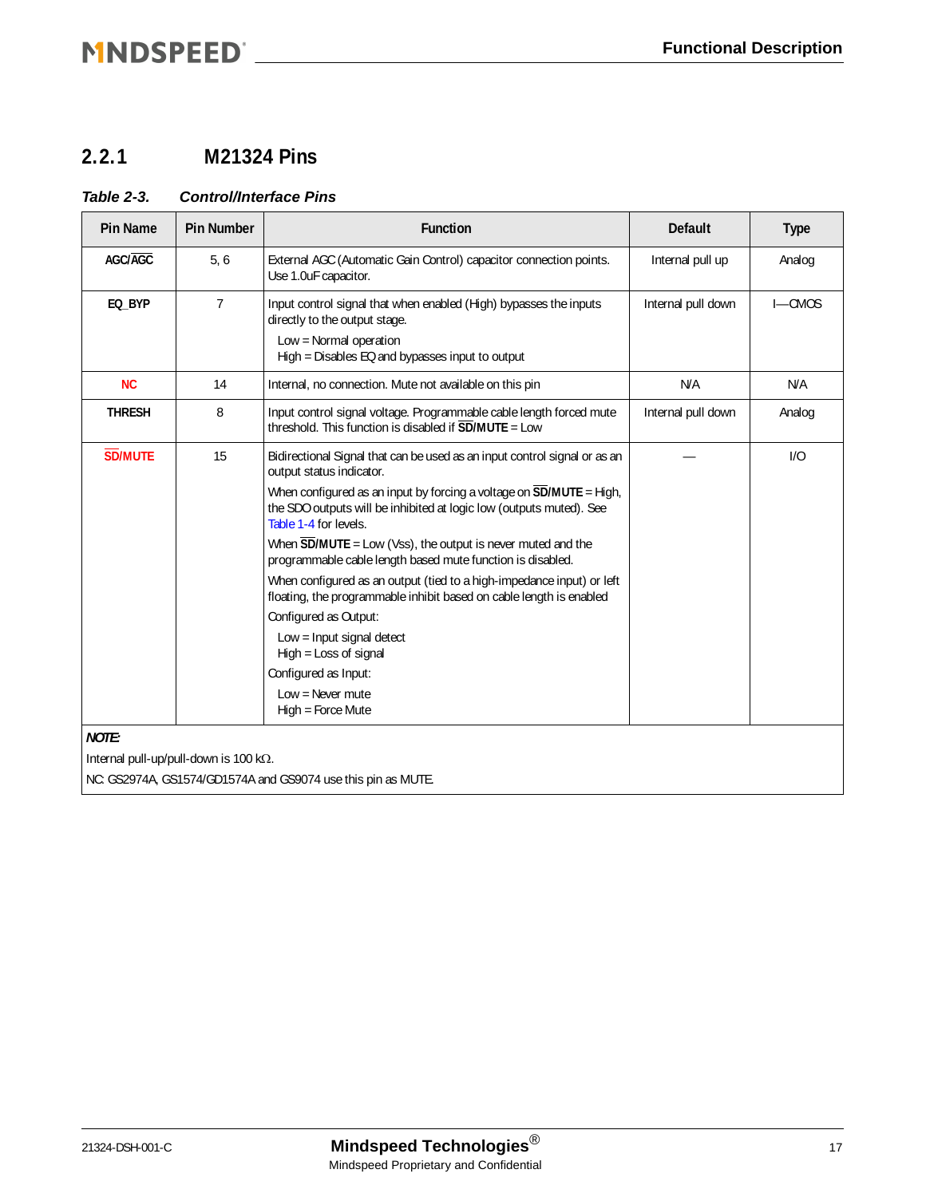## 2.2.1 M21324 Pins

*Table 2-3. Control/Interface Pins*

| Pin Name | Pin Number | Function | Default | Type |
|---|---|---|---|---|
| AGC/$\overline{\text{AGC}}$ | 5, 6 | External AGC (Automatic Gain Control) capacitor connection points. Use 1.0uF capacitor. | Internal pull up | Analog |
| EQ_BYP | 7 | Input control signal that when enabled (High) bypasses the inputs directly to the output stage.<br>Low = Normal operation<br>High = Disables EQ and bypasses input to output | Internal pull down | I—CMOS |
| NC | 14 | Internal, no connection. Mute not available on this pin | N/A | N/A |
| THRESH | 8 | Input control signal voltage. Programmable cable length forced mute threshold. This function is disabled if $\overline{\text{SD}}$/MUTE = Low | Internal pull down | Analog |
| $\overline{\text{SD}}$/MUTE | 15 | Bidirectional Signal that can be used as an input control signal or as an output status indicator.<br>When configured as an input by forcing a voltage on $\overline{\text{SD}}$/MUTE = High, the SDO outputs will be inhibited at logic low (outputs muted). See Table 1-4 for levels.<br>When $\overline{\text{SD}}$/MUTE = Low (Vss), the output is never muted and the programmable cable length based mute function is disabled.<br>When configured as an output (tied to a high-impedance input) or left floating, the programmable inhibit based on cable length is enabled<br>Configured as Output:<br>Low = Input signal detect<br>High = Loss of signal<br>Configured as Input:<br>Low = Never mute<br>High = Force Mute | — | I/O |

***NOTE:***

Internal pull-up/pull-down is 100 kΩ.

NC: GS2974A, GS1574/GD1574A and GS9074 use this pin as MUTE.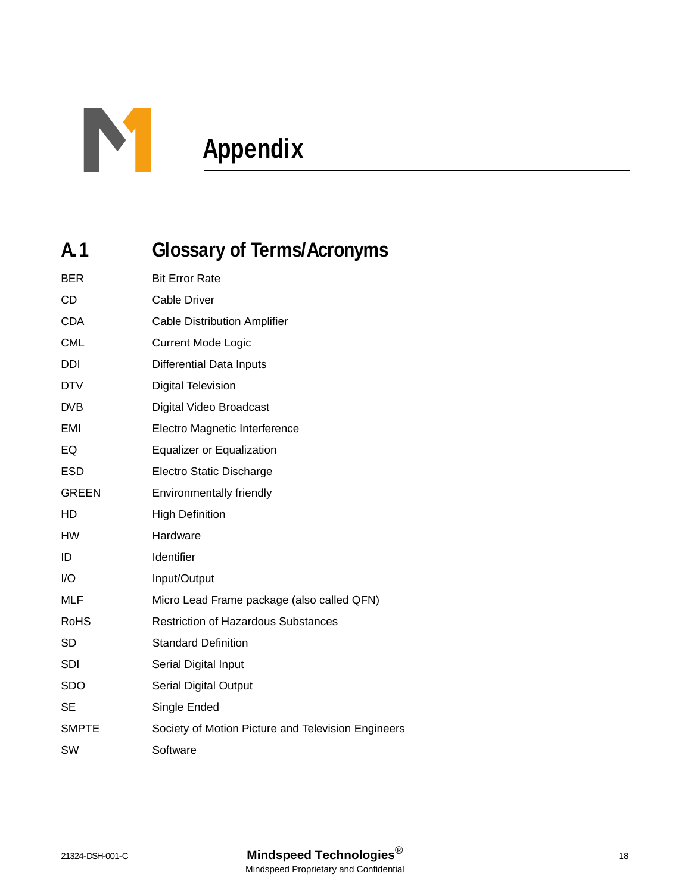# Appendix

## A.1 Glossary of Terms/Acronyms

| | |
|---|---|
| BER | Bit Error Rate |
| CD | Cable Driver |
| CDA | Cable Distribution Amplifier |
| CML | Current Mode Logic |
| DDI | Differential Data Inputs |
| DTV | Digital Television |
| DVB | Digital Video Broadcast |
| EMI | Electro Magnetic Interference |
| EQ | Equalizer or Equalization |
| ESD | Electro Static Discharge |
| GREEN | Environmentally friendly |
| HD | High Definition |
| HW | Hardware |
| ID | Identifier |
| I/O | Input/Output |
| MLF | Micro Lead Frame package (also called QFN) |
| RoHS | Restriction of Hazardous Substances |
| SD | Standard Definition |
| SDI | Serial Digital Input |
| SDO | Serial Digital Output |
| SE | Single Ended |
| SMPTE | Society of Motion Picture and Television Engineers |
| SW | Software |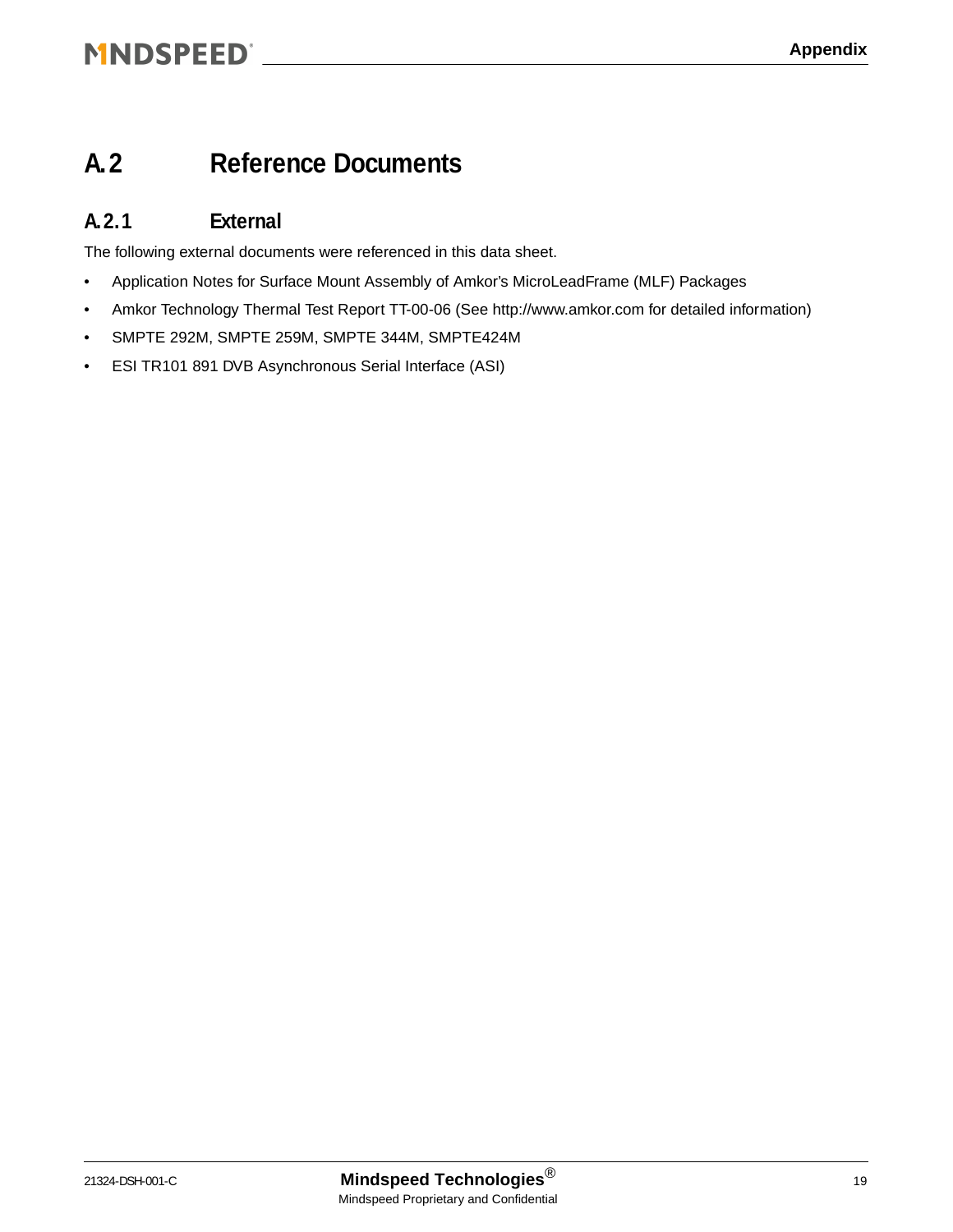## A.2 Reference Documents

### A.2.1 External

The following external documents were referenced in this data sheet.

- Application Notes for Surface Mount Assembly of Amkor's MicroLeadFrame (MLF) Packages
- Amkor Technology Thermal Test Report TT-00-06 (See http://www.amkor.com for detailed information)
- SMPTE 292M, SMPTE 259M, SMPTE 344M, SMPTE424M
- ESI TR101 891 DVB Asynchronous Serial Interface (ASI)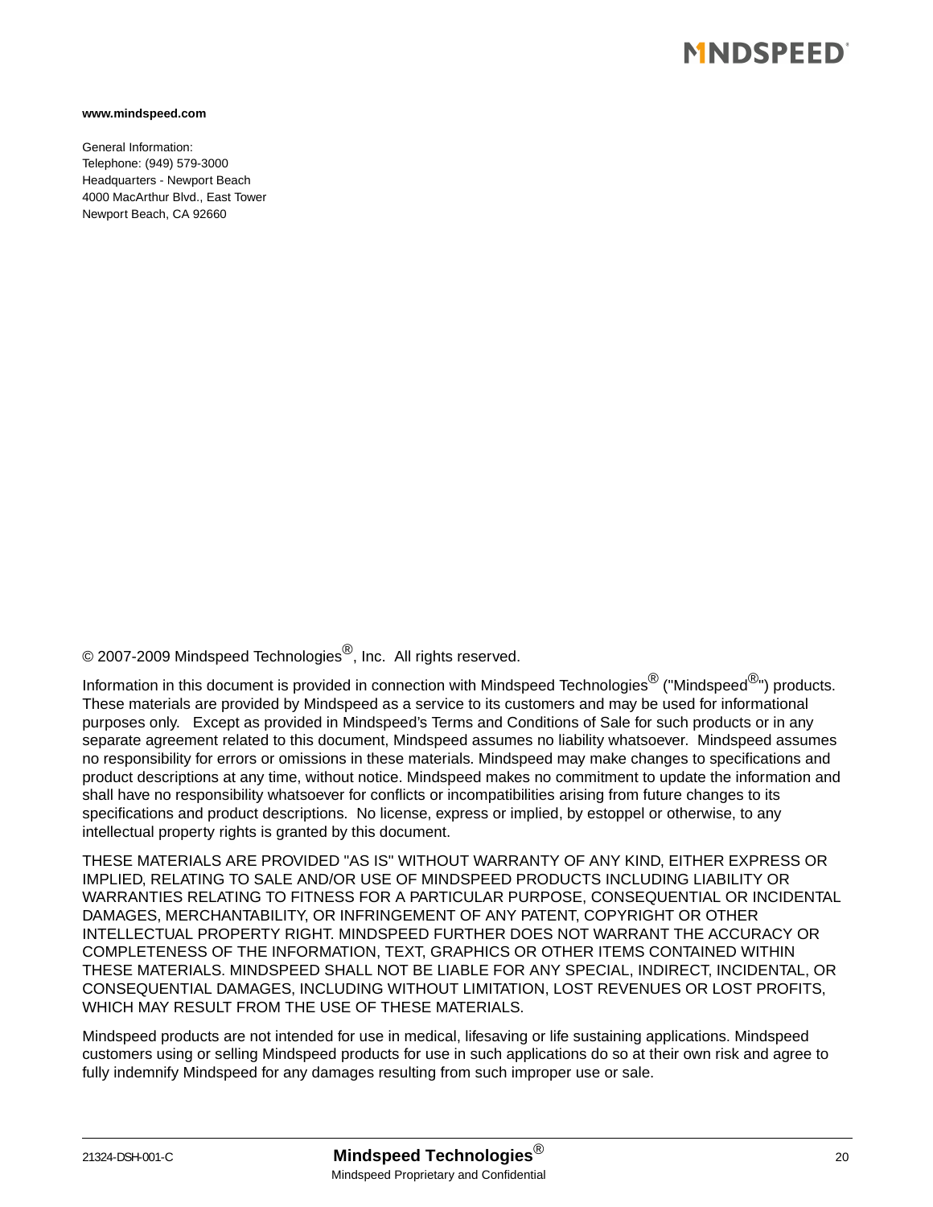**www.mindspeed.com**

General Information:
Telephone: (949) 579-3000
Headquarters - Newport Beach
4000 MacArthur Blvd., East Tower
Newport Beach, CA 92660

© 2007-2009 Mindspeed Technologies®, Inc. All rights reserved.

Information in this document is provided in connection with Mindspeed Technologies® ("Mindspeed®") products. These materials are provided by Mindspeed as a service to its customers and may be used for informational purposes only. Except as provided in Mindspeed's Terms and Conditions of Sale for such products or in any separate agreement related to this document, Mindspeed assumes no liability whatsoever. Mindspeed assumes no responsibility for errors or omissions in these materials. Mindspeed may make changes to specifications and product descriptions at any time, without notice. Mindspeed makes no commitment to update the information and shall have no responsibility whatsoever for conflicts or incompatibilities arising from future changes to its specifications and product descriptions. No license, express or implied, by estoppel or otherwise, to any intellectual property rights is granted by this document.

THESE MATERIALS ARE PROVIDED "AS IS" WITHOUT WARRANTY OF ANY KIND, EITHER EXPRESS OR IMPLIED, RELATING TO SALE AND/OR USE OF MINDSPEED PRODUCTS INCLUDING LIABILITY OR WARRANTIES RELATING TO FITNESS FOR A PARTICULAR PURPOSE, CONSEQUENTIAL OR INCIDENTAL DAMAGES, MERCHANTABILITY, OR INFRINGEMENT OF ANY PATENT, COPYRIGHT OR OTHER INTELLECTUAL PROPERTY RIGHT. MINDSPEED FURTHER DOES NOT WARRANT THE ACCURACY OR COMPLETENESS OF THE INFORMATION, TEXT, GRAPHICS OR OTHER ITEMS CONTAINED WITHIN THESE MATERIALS. MINDSPEED SHALL NOT BE LIABLE FOR ANY SPECIAL, INDIRECT, INCIDENTAL, OR CONSEQUENTIAL DAMAGES, INCLUDING WITHOUT LIMITATION, LOST REVENUES OR LOST PROFITS, WHICH MAY RESULT FROM THE USE OF THESE MATERIALS.

Mindspeed products are not intended for use in medical, lifesaving or life sustaining applications. Mindspeed customers using or selling Mindspeed products for use in such applications do so at their own risk and agree to fully indemnify Mindspeed for any damages resulting from such improper use or sale.